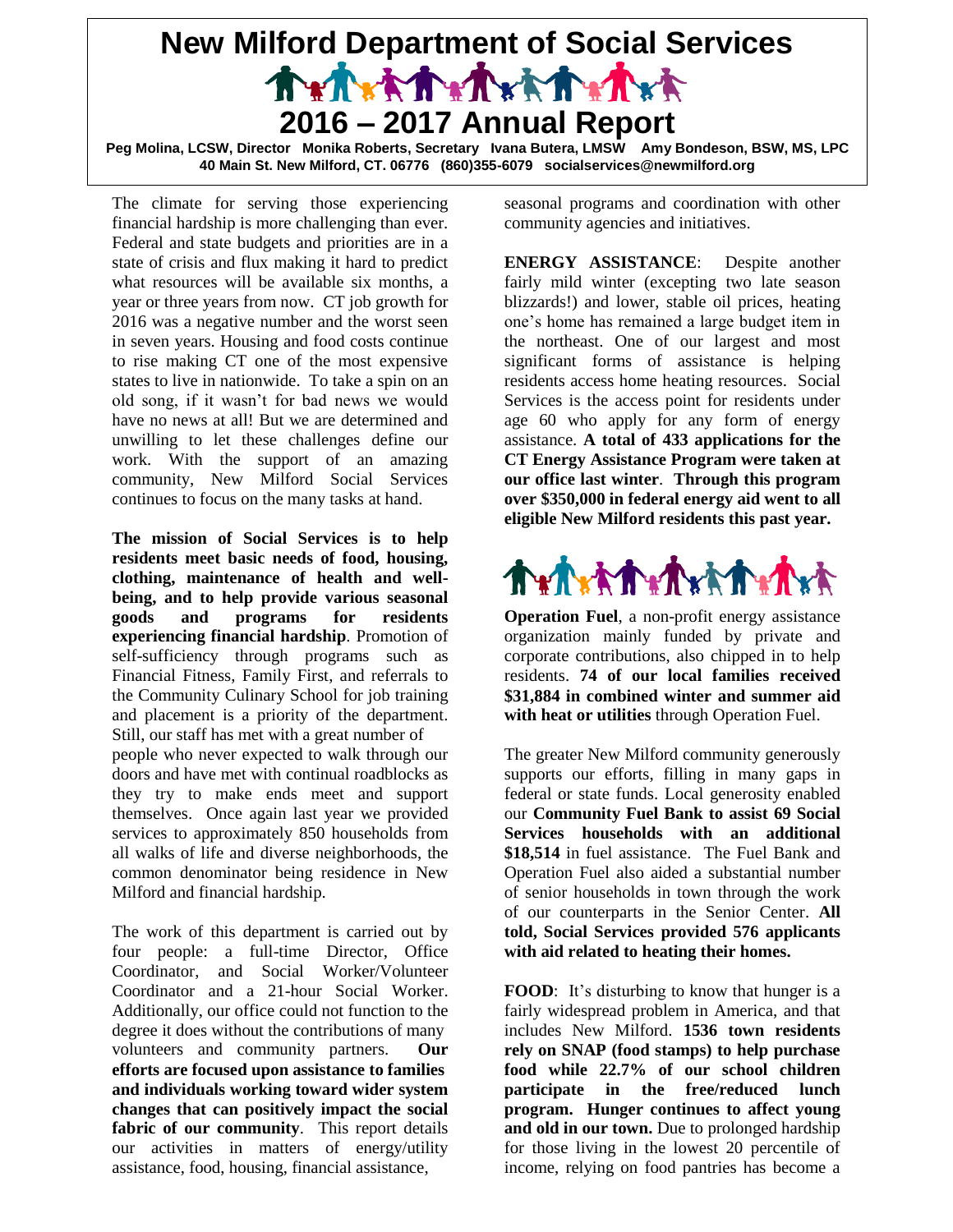# New Milford Department of Social Services

# 2016 – 2017 Annual Report

**Peg Molina, LCSW, Director Monika Roberts, Secretary Ivana Butera, LMSW Amy Bondeson, BSW, MS, LPC**
**40 Main St. New Milford, CT. 06776 (860)355-6079 socialservices@newmilford.org**

The climate for serving those experiencing financial hardship is more challenging than ever. Federal and state budgets and priorities are in a state of crisis and flux making it hard to predict what resources will be available six months, a year or three years from now. CT job growth for 2016 was a negative number and the worst seen in seven years. Housing and food costs continue to rise making CT one of the most expensive states to live in nationwide. To take a spin on an old song, if it wasn't for bad news we would have no news at all! But we are determined and unwilling to let these challenges define our work. With the support of an amazing community, New Milford Social Services continues to focus on the many tasks at hand.

**The mission of Social Services is to help residents meet basic needs of food, housing, clothing, maintenance of health and well-being, and to help provide various seasonal goods and programs for residents experiencing financial hardship**. Promotion of self-sufficiency through programs such as Financial Fitness, Family First, and referrals to the Community Culinary School for job training and placement is a priority of the department. Still, our staff has met with a great number of people who never expected to walk through our doors and have met with continual roadblocks as they try to make ends meet and support themselves. Once again last year we provided services to approximately 850 households from all walks of life and diverse neighborhoods, the common denominator being residence in New Milford and financial hardship.

The work of this department is carried out by four people: a full-time Director, Office Coordinator, and Social Worker/Volunteer Coordinator and a 21-hour Social Worker. Additionally, our office could not function to the degree it does without the contributions of many volunteers and community partners. **Our efforts are focused upon assistance to families and individuals working toward wider system changes that can positively impact the social fabric of our community**. This report details our activities in matters of energy/utility assistance, food, housing, financial assistance, seasonal programs and coordination with other community agencies and initiatives.

**ENERGY ASSISTANCE**: Despite another fairly mild winter (excepting two late season blizzards!) and lower, stable oil prices, heating one's home has remained a large budget item in the northeast. One of our largest and most significant forms of assistance is helping residents access home heating resources. Social Services is the access point for residents under age 60 who apply for any form of energy assistance. **A total of 433 applications for the CT Energy Assistance Program were taken at our office last winter**. **Through this program over $350,000 in federal energy aid went to all eligible New Milford residents this past year.**

**Operation Fuel**, a non-profit energy assistance organization mainly funded by private and corporate contributions, also chipped in to help residents. **74 of our local families received $31,884 in combined winter and summer aid with heat or utilities** through Operation Fuel.

The greater New Milford community generously supports our efforts, filling in many gaps in federal or state funds. Local generosity enabled our **Community Fuel Bank to assist 69 Social Services households with an additional $18,514** in fuel assistance. The Fuel Bank and Operation Fuel also aided a substantial number of senior households in town through the work of our counterparts in the Senior Center. **All told, Social Services provided 576 applicants with aid related to heating their homes.**

**FOOD**: It's disturbing to know that hunger is a fairly widespread problem in America, and that includes New Milford. **1536 town residents rely on SNAP (food stamps) to help purchase food while 22.7% of our school children participate in the free/reduced lunch program. Hunger continues to affect young and old in our town.** Due to prolonged hardship for those living in the lowest 20 percentile of income, relying on food pantries has become a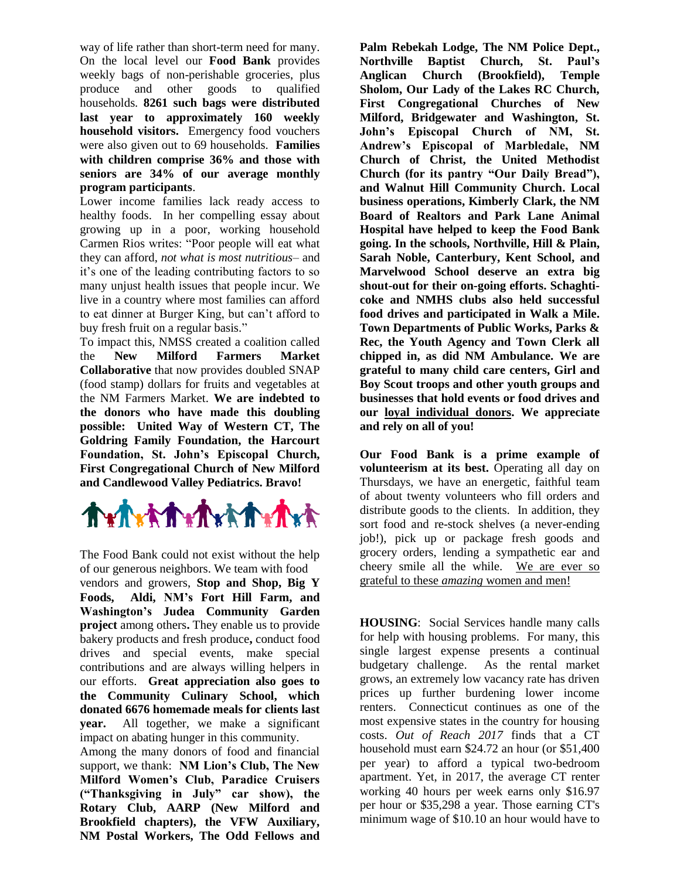way of life rather than short-term need for many. On the local level our **Food Bank** provides weekly bags of non-perishable groceries, plus produce and other goods to qualified households. **8261 such bags were distributed last year to approximately 160 weekly household visitors.** Emergency food vouchers were also given out to 69 households. **Families with children comprise 36% and those with seniors are 34% of our average monthly program participants**.

Lower income families lack ready access to healthy foods. In her compelling essay about growing up in a poor, working household Carmen Rios writes: "Poor people will eat what they can afford, *not what is most nutritious*– and it's one of the leading contributing factors to so many unjust health issues that people incur. We live in a country where most families can afford to eat dinner at Burger King, but can't afford to buy fresh fruit on a regular basis."

To impact this, NMSS created a coalition called the **New Milford Farmers Market Collaborative** that now provides doubled SNAP (food stamp) dollars for fruits and vegetables at the NM Farmers Market. **We are indebted to the donors who have made this doubling possible: United Way of Western CT, The Goldring Family Foundation, the Harcourt Foundation, St. John's Episcopal Church, First Congregational Church of New Milford and Candlewood Valley Pediatrics. Bravo!**

The Food Bank could not exist without the help of our generous neighbors. We team with food vendors and growers, **Stop and Shop, Big Y Foods, Aldi, NM's Fort Hill Farm, and Washington's Judea Community Garden project** among others**.** They enable us to provide bakery products and fresh produce**,** conduct food drives and special events, make special contributions and are always willing helpers in our efforts. **Great appreciation also goes to the Community Culinary School, which donated 6676 homemade meals for clients last year.** All together, we make a significant impact on abating hunger in this community.

Among the many donors of food and financial support, we thank: **NM Lion's Club, The New Milford Women's Club, Paradice Cruisers ("Thanksgiving in July" car show), the Rotary Club, AARP (New Milford and Brookfield chapters), the VFW Auxiliary, NM Postal Workers, The Odd Fellows and Palm Rebekah Lodge, The NM Police Dept., Northville Baptist Church, St. Paul's Anglican Church (Brookfield), Temple Sholom, Our Lady of the Lakes RC Church, First Congregational Churches of New Milford, Bridgewater and Washington, St. John's Episcopal Church of NM, St. Andrew's Episcopal of Marbledale, NM Church of Christ, the United Methodist Church (for its pantry "Our Daily Bread"), and Walnut Hill Community Church. Local business operations, Kimberly Clark, the NM Board of Realtors and Park Lane Animal Hospital have helped to keep the Food Bank going. In the schools, Northville, Hill & Plain, Sarah Noble, Canterbury, Kent School, and Marvelwood School deserve an extra big shout-out for their on-going efforts. Schaghticoke and NMHS clubs also held successful food drives and participated in Walk a Mile. Town Departments of Public Works, Parks & Rec, the Youth Agency and Town Clerk all chipped in, as did NM Ambulance. We are grateful to many child care centers, Girl and Boy Scout troops and other youth groups and businesses that hold events or food drives and our <u>loyal individual donors</u>. We appreciate and rely on all of you!**

**Our Food Bank is a prime example of volunteerism at its best.** Operating all day on Thursdays, we have an energetic, faithful team of about twenty volunteers who fill orders and distribute goods to the clients. In addition, they sort food and re-stock shelves (a never-ending job!), pick up or package fresh goods and grocery orders, lending a sympathetic ear and cheery smile all the while. <u>We are ever so grateful to these *amazing* women and men!</u>

**HOUSING**: Social Services handle many calls for help with housing problems. For many, this single largest expense presents a continual budgetary challenge. As the rental market grows, an extremely low vacancy rate has driven prices up further burdening lower income renters. Connecticut continues as one of the most expensive states in the country for housing costs. *Out of Reach 2017* finds that a CT household must earn $24.72 an hour (or $51,400 per year) to afford a typical two-bedroom apartment. Yet, in 2017, the average CT renter working 40 hours per week earns only $16.97 per hour or $35,298 a year. Those earning CT's minimum wage of $10.10 an hour would have to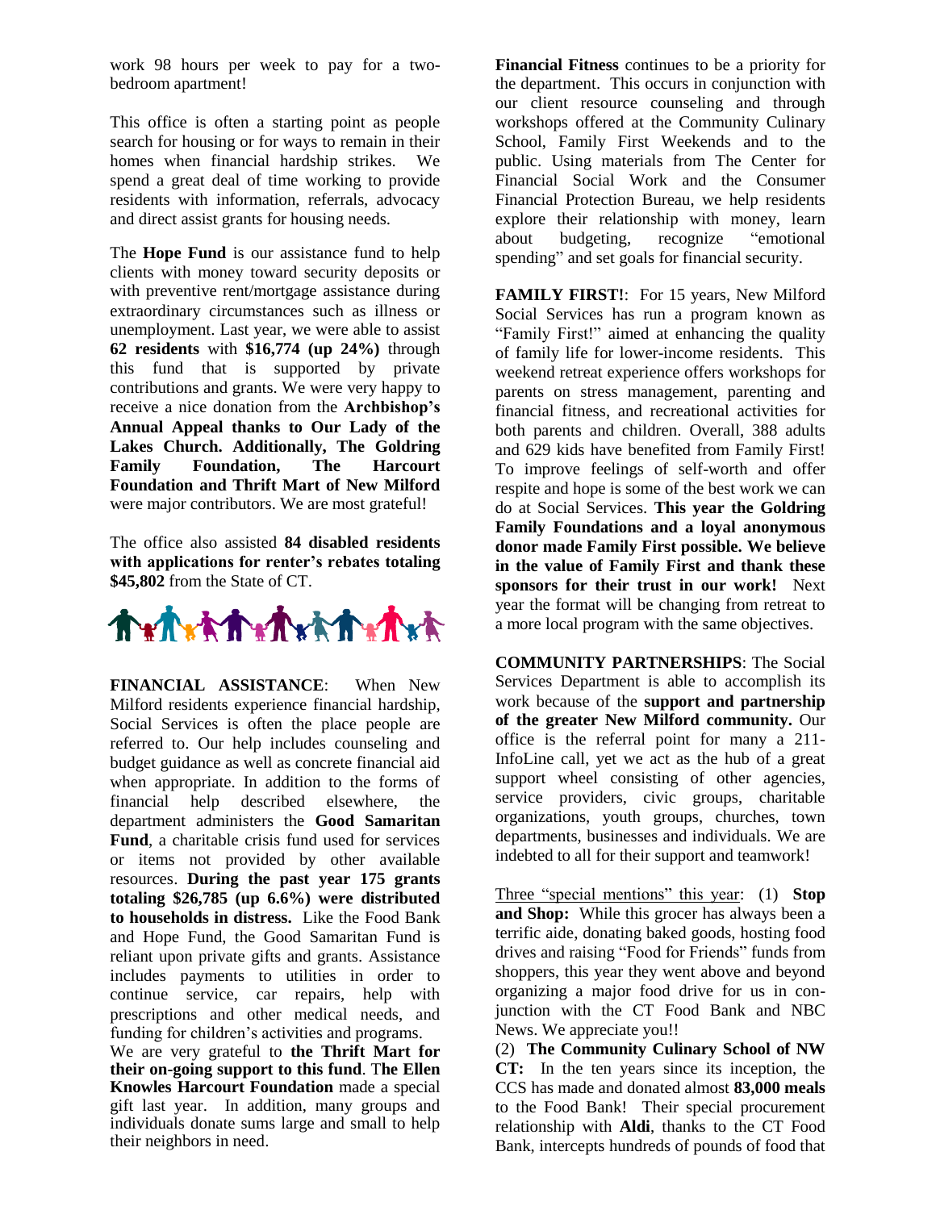work 98 hours per week to pay for a two-bedroom apartment!

This office is often a starting point as people search for housing or for ways to remain in their homes when financial hardship strikes. We spend a great deal of time working to provide residents with information, referrals, advocacy and direct assist grants for housing needs.

The **Hope Fund** is our assistance fund to help clients with money toward security deposits or with preventive rent/mortgage assistance during extraordinary circumstances such as illness or unemployment. Last year, we were able to assist **62 residents** with **$16,774 (up 24%)** through this fund that is supported by private contributions and grants. We were very happy to receive a nice donation from the **Archbishop's Annual Appeal thanks to Our Lady of the Lakes Church. Additionally, The Goldring Family Foundation, The Harcourt Foundation and Thrift Mart of New Milford** were major contributors. We are most grateful!

The office also assisted **84 disabled residents with applications for renter's rebates totaling $45,802** from the State of CT.

**FINANCIAL ASSISTANCE**: When New Milford residents experience financial hardship, Social Services is often the place people are referred to. Our help includes counseling and budget guidance as well as concrete financial aid when appropriate. In addition to the forms of financial help described elsewhere, the department administers the **Good Samaritan Fund**, a charitable crisis fund used for services or items not provided by other available resources. **During the past year 175 grants totaling $26,785 (up 6.6%) were distributed to households in distress.** Like the Food Bank and Hope Fund, the Good Samaritan Fund is reliant upon private gifts and grants. Assistance includes payments to utilities in order to continue service, car repairs, help with prescriptions and other medical needs, and funding for children's activities and programs.
We are very grateful to **the Thrift Mart for their on-going support to this fund**. T**he Ellen Knowles Harcourt Foundation** made a special gift last year. In addition, many groups and individuals donate sums large and small to help their neighbors in need.

**Financial Fitness** continues to be a priority for the department. This occurs in conjunction with our client resource counseling and through workshops offered at the Community Culinary School, Family First Weekends and to the public. Using materials from The Center for Financial Social Work and the Consumer Financial Protection Bureau, we help residents explore their relationship with money, learn about budgeting, recognize "emotional spending" and set goals for financial security.

**FAMILY FIRST!**: For 15 years, New Milford Social Services has run a program known as "Family First!" aimed at enhancing the quality of family life for lower-income residents. This weekend retreat experience offers workshops for parents on stress management, parenting and financial fitness, and recreational activities for both parents and children. Overall, 388 adults and 629 kids have benefited from Family First! To improve feelings of self-worth and offer respite and hope is some of the best work we can do at Social Services. **This year the Goldring Family Foundations and a loyal anonymous donor made Family First possible. We believe in the value of Family First and thank these sponsors for their trust in our work!** Next year the format will be changing from retreat to a more local program with the same objectives.

**COMMUNITY PARTNERSHIPS**: The Social Services Department is able to accomplish its work because of the **support and partnership of the greater New Milford community.** Our office is the referral point for many a 211-InfoLine call, yet we act as the hub of a great support wheel consisting of other agencies, service providers, civic groups, charitable organizations, youth groups, churches, town departments, businesses and individuals. We are indebted to all for their support and teamwork!

<u>Three "special mentions" this year</u>: (1) **Stop and Shop:** While this grocer has always been a terrific aide, donating baked goods, hosting food drives and raising "Food for Friends" funds from shoppers, this year they went above and beyond organizing a major food drive for us in conjunction with the CT Food Bank and NBC News. We appreciate you!!
(2) **The Community Culinary School of NW CT:** In the ten years since its inception, the CCS has made and donated almost **83,000 meals** to the Food Bank! Their special procurement relationship with **Aldi**, thanks to the CT Food Bank, intercepts hundreds of pounds of food that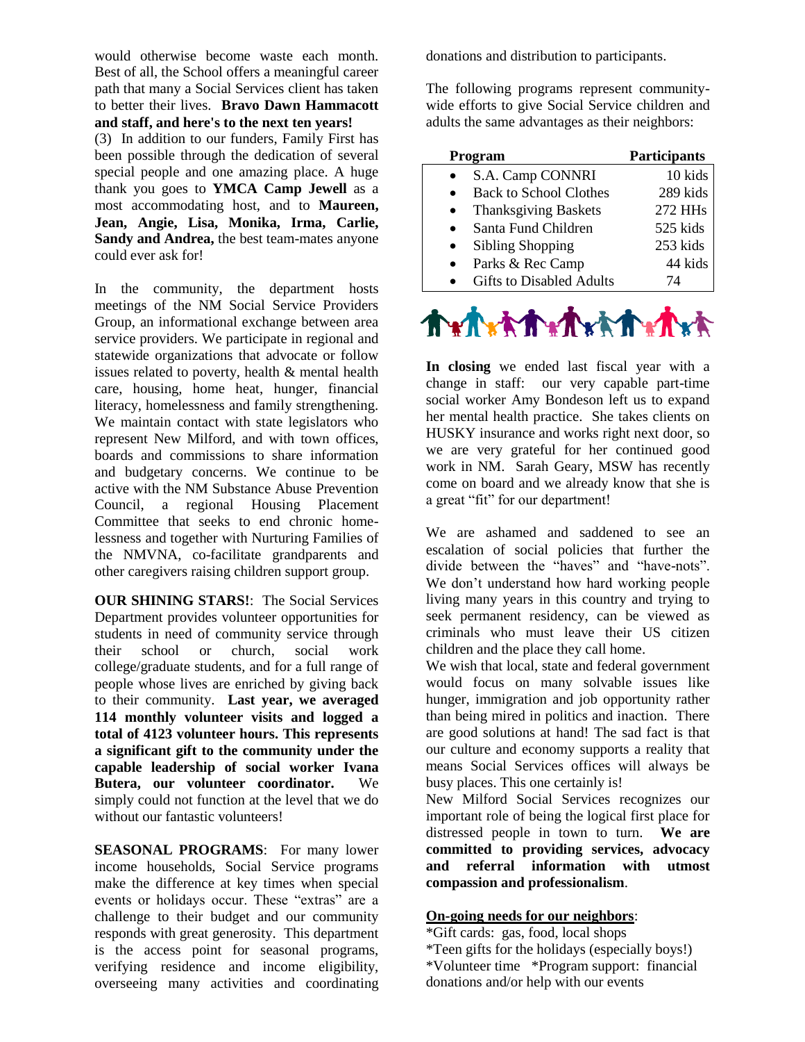would otherwise become waste each month. Best of all, the School offers a meaningful career path that many a Social Services client has taken to better their lives. **Bravo Dawn Hammacott and staff, and here's to the next ten years!**

(3) In addition to our funders, Family First has been possible through the dedication of several special people and one amazing place. A huge thank you goes to **YMCA Camp Jewell** as a most accommodating host, and to **Maureen, Jean, Angie, Lisa, Monika, Irma, Carlie, Sandy and Andrea,** the best team-mates anyone could ever ask for!

In the community, the department hosts meetings of the NM Social Service Providers Group, an informational exchange between area service providers. We participate in regional and statewide organizations that advocate or follow issues related to poverty, health & mental health care, housing, home heat, hunger, financial literacy, homelessness and family strengthening. We maintain contact with state legislators who represent New Milford, and with town offices, boards and commissions to share information and budgetary concerns. We continue to be active with the NM Substance Abuse Prevention Council, a regional Housing Placement Committee that seeks to end chronic homelessness and together with Nurturing Families of the NMVNA, co-facilitate grandparents and other caregivers raising children support group.

**OUR SHINING STARS!**: The Social Services Department provides volunteer opportunities for students in need of community service through their school or church, social work college/graduate students, and for a full range of people whose lives are enriched by giving back to their community. **Last year, we averaged 114 monthly volunteer visits and logged a total of 4123 volunteer hours. This represents a significant gift to the community under the capable leadership of social worker Ivana Butera, our volunteer coordinator.** We simply could not function at the level that we do without our fantastic volunteers!

**SEASONAL PROGRAMS**: For many lower income households, Social Service programs make the difference at key times when special events or holidays occur. These "extras" are a challenge to their budget and our community responds with great generosity. This department is the access point for seasonal programs, verifying residence and income eligibility, overseeing many activities and coordinating donations and distribution to participants.

The following programs represent community-wide efforts to give Social Service children and adults the same advantages as their neighbors:

| Program | Participants |
|---|---|
| • S.A. Camp CONNRI | 10 kids |
| • Back to School Clothes | 289 kids |
| • Thanksgiving Baskets | 272 HHs |
| • Santa Fund Children | 525 kids |
| • Sibling Shopping | 253 kids |
| • Parks & Rec Camp | 44 kids |
| • Gifts to Disabled Adults | 74 |

**In closing** we ended last fiscal year with a change in staff: our very capable part-time social worker Amy Bondeson left us to expand her mental health practice. She takes clients on HUSKY insurance and works right next door, so we are very grateful for her continued good work in NM. Sarah Geary, MSW has recently come on board and we already know that she is a great "fit" for our department!

We are ashamed and saddened to see an escalation of social policies that further the divide between the "haves" and "have-nots". We don't understand how hard working people living many years in this country and trying to seek permanent residency, can be viewed as criminals who must leave their US citizen children and the place they call home.

We wish that local, state and federal government would focus on many solvable issues like hunger, immigration and job opportunity rather than being mired in politics and inaction. There are good solutions at hand! The sad fact is that our culture and economy supports a reality that means Social Services offices will always be busy places. This one certainly is!

New Milford Social Services recognizes our important role of being the logical first place for distressed people in town to turn. **We are committed to providing services, advocacy and referral information with utmost compassion and professionalism**.

**On-going needs for our neighbors**:

*Gift cards: gas, food, local shops
*Teen gifts for the holidays (especially boys!)
*Volunteer time *Program support: financial donations and/or help with our events